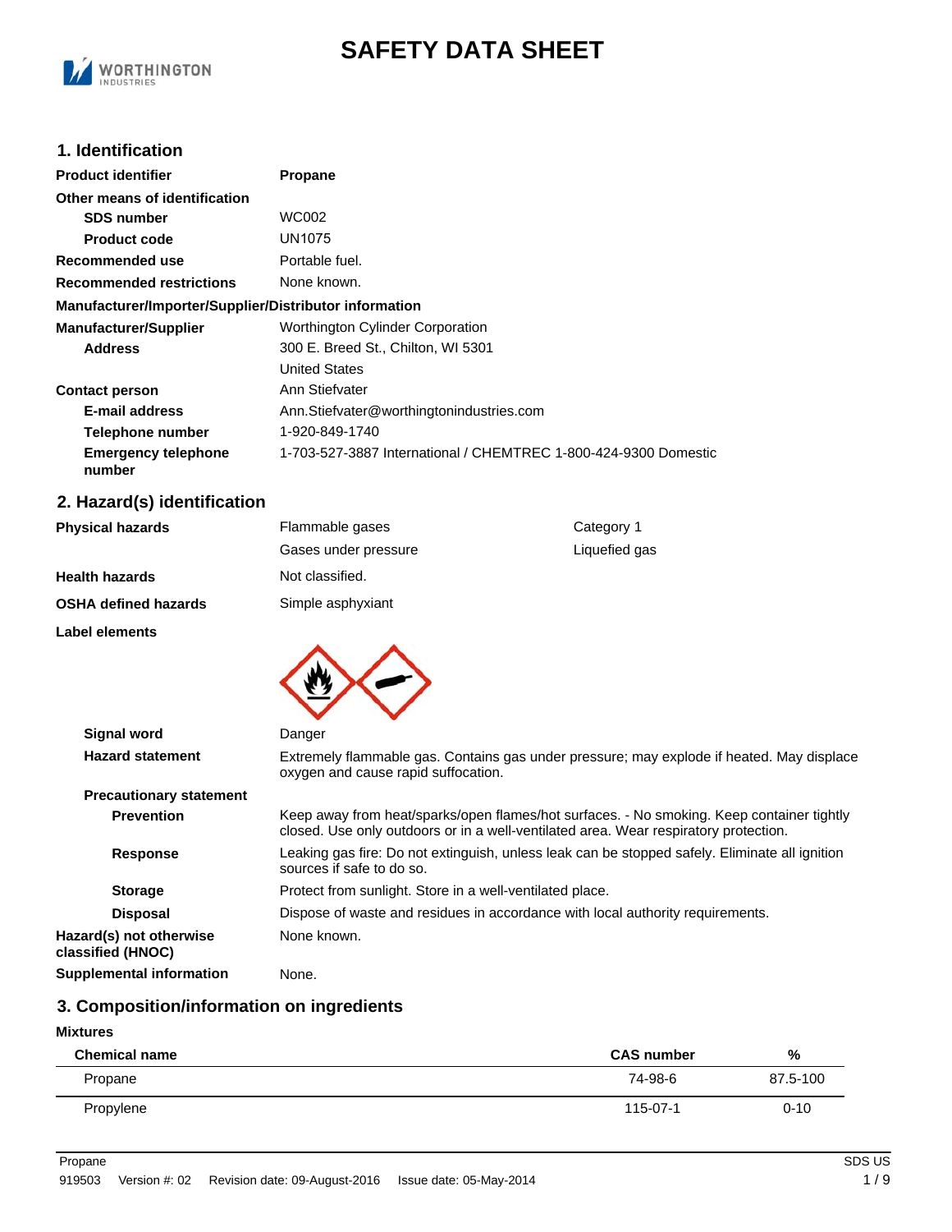# SAFETY DATA SHEET

## 1. Identification

| | |
|---|---|
| **Product identifier** | **Propane** |
| **Other means of identification** | |
| **SDS number** | WC002 |
| **Product code** | UN1075 |
| **Recommended use** | Portable fuel. |
| **Recommended restrictions** | None known. |

**Manufacturer/Importer/Supplier/Distributor information**

| | |
|---|---|
| **Manufacturer/Supplier** | Worthington Cylinder Corporation |
| **Address** | 300 E. Breed St., Chilton, WI 5301 |
| | United States |
| **Contact person** | Ann Stiefvater |
| **E-mail address** | Ann.Stiefvater@worthingtonindustries.com |
| **Telephone number** | 1-920-849-1740 |
| **Emergency telephone number** | 1-703-527-3887 International / CHEMTREC 1-800-424-9300 Domestic |

## 2. Hazard(s) identification

| | | |
|---|---|---|
| **Physical hazards** | Flammable gases | Category 1 |
| | Gases under pressure | Liquefied gas |
| **Health hazards** | Not classified. | |
| **OSHA defined hazards** | Simple asphyxiant | |

**Label elements**

| | |
|---|---|
| **Signal word** | Danger |
| **Hazard statement** | Extremely flammable gas. Contains gas under pressure; may explode if heated. May displace oxygen and cause rapid suffocation. |
| **Precautionary statement** | |
| **Prevention** | Keep away from heat/sparks/open flames/hot surfaces. - No smoking. Keep container tightly closed. Use only outdoors or in a well-ventilated area. Wear respiratory protection. |
| **Response** | Leaking gas fire: Do not extinguish, unless leak can be stopped safely. Eliminate all ignition sources if safe to do so. |
| **Storage** | Protect from sunlight. Store in a well-ventilated place. |
| **Disposal** | Dispose of waste and residues in accordance with local authority requirements. |
| **Hazard(s) not otherwise classified (HNOC)** | None known. |
| **Supplemental information** | None. |

## 3. Composition/information on ingredients

**Mixtures**

| Chemical name | CAS number | % |
|---|---|---|
| Propane | 74-98-6 | 87.5-100 |
| Propylene | 115-07-1 | 0-10 |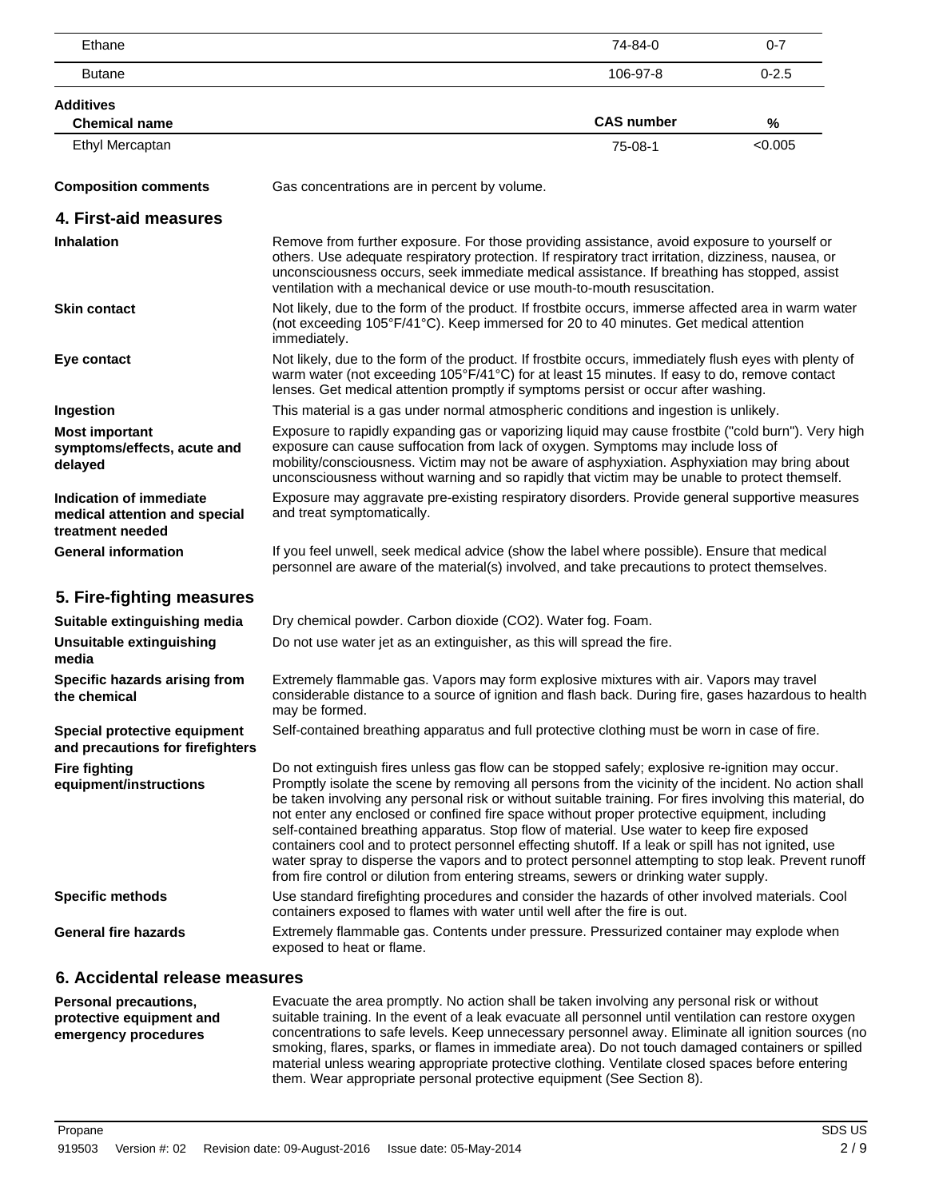| | | |
|---|---|---|
| Ethane | 74-84-0 | 0-7 |
| Butane | 106-97-8 | 0-2.5 |

**Additives**

| Chemical name | CAS number | % |
|---|---|---|
| Ethyl Mercaptan | 75-08-1 | <0.005 |

**Composition comments** Gas concentrations are in percent by volume.

## 4. First-aid measures

**Inhalation** Remove from further exposure. For those providing assistance, avoid exposure to yourself or others. Use adequate respiratory protection. If respiratory tract irritation, dizziness, nausea, or unconsciousness occurs, seek immediate medical assistance. If breathing has stopped, assist ventilation with a mechanical device or use mouth-to-mouth resuscitation.

**Skin contact** Not likely, due to the form of the product. If frostbite occurs, immerse affected area in warm water (not exceeding 105°F/41°C). Keep immersed for 20 to 40 minutes. Get medical attention immediately.

**Eye contact** Not likely, due to the form of the product. If frostbite occurs, immediately flush eyes with plenty of warm water (not exceeding 105°F/41°C) for at least 15 minutes. If easy to do, remove contact lenses. Get medical attention promptly if symptoms persist or occur after washing.

**Ingestion** This material is a gas under normal atmospheric conditions and ingestion is unlikely.

**Most important symptoms/effects, acute and delayed** Exposure to rapidly expanding gas or vaporizing liquid may cause frostbite ("cold burn"). Very high exposure can cause suffocation from lack of oxygen. Symptoms may include loss of mobility/consciousness. Victim may not be aware of asphyxiation. Asphyxiation may bring about unconsciousness without warning and so rapidly that victim may be unable to protect themself.

**Indication of immediate medical attention and special treatment needed** Exposure may aggravate pre-existing respiratory disorders. Provide general supportive measures and treat symptomatically.

**General information** If you feel unwell, seek medical advice (show the label where possible). Ensure that medical personnel are aware of the material(s) involved, and take precautions to protect themselves.

## 5. Fire-fighting measures

**Suitable extinguishing media** Dry chemical powder. Carbon dioxide ($CO_2$). Water fog. Foam.

**Unsuitable extinguishing media** Do not use water jet as an extinguisher, as this will spread the fire.

**Specific hazards arising from the chemical** Extremely flammable gas. Vapors may form explosive mixtures with air. Vapors may travel considerable distance to a source of ignition and flash back. During fire, gases hazardous to health may be formed.

**Special protective equipment and precautions for firefighters** Self-contained breathing apparatus and full protective clothing must be worn in case of fire.

**Fire fighting equipment/instructions** Do not extinguish fires unless gas flow can be stopped safely; explosive re-ignition may occur. Promptly isolate the scene by removing all persons from the vicinity of the incident. No action shall be taken involving any personal risk or without suitable training. For fires involving this material, do not enter any enclosed or confined fire space without proper protective equipment, including self-contained breathing apparatus. Stop flow of material. Use water to keep fire exposed containers cool and to protect personnel effecting shutoff. If a leak or spill has not ignited, use water spray to disperse the vapors and to protect personnel attempting to stop leak. Prevent runoff from fire control or dilution from entering streams, sewers or drinking water supply.

**Specific methods** Use standard firefighting procedures and consider the hazards of other involved materials. Cool containers exposed to flames with water until well after the fire is out.

**General fire hazards** Extremely flammable gas. Contents under pressure. Pressurized container may explode when exposed to heat or flame.

## 6. Accidental release measures

**Personal precautions, protective equipment and emergency procedures** Evacuate the area promptly. No action shall be taken involving any personal risk or without suitable training. In the event of a leak evacuate all personnel until ventilation can restore oxygen concentrations to safe levels. Keep unnecessary personnel away. Eliminate all ignition sources (no smoking, flares, sparks, or flames in immediate area). Do not touch damaged containers or spilled material unless wearing appropriate protective clothing. Ventilate closed spaces before entering them. Wear appropriate personal protective equipment (See Section 8).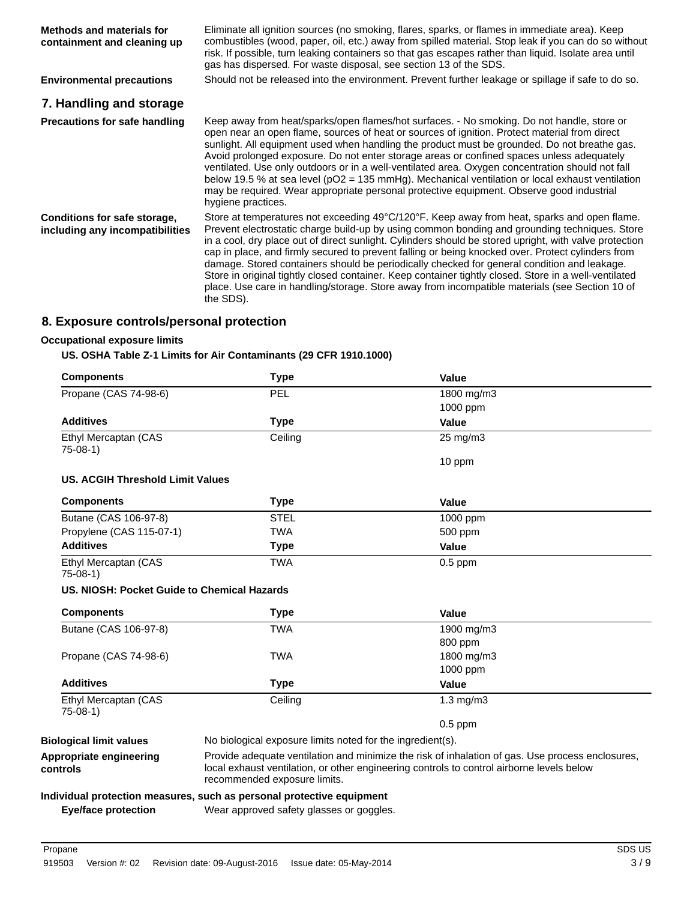**Methods and materials for containment and cleaning up**

Eliminate all ignition sources (no smoking, flares, sparks, or flames in immediate area). Keep combustibles (wood, paper, oil, etc.) away from spilled material. Stop leak if you can do so without risk. If possible, turn leaking containers so that gas escapes rather than liquid. Isolate area until gas has dispersed. For waste disposal, see section 13 of the SDS.

**Environmental precautions**

Should not be released into the environment. Prevent further leakage or spillage if safe to do so.

## 7. Handling and storage

**Precautions for safe handling**

Keep away from heat/sparks/open flames/hot surfaces. - No smoking. Do not handle, store or open near an open flame, sources of heat or sources of ignition. Protect material from direct sunlight. All equipment used when handling the product must be grounded. Do not breathe gas. Avoid prolonged exposure. Do not enter storage areas or confined spaces unless adequately ventilated. Use only outdoors or in a well-ventilated area. Oxygen concentration should not fall below 19.5 % at sea level ($pO_2$ = 135 mmHg). Mechanical ventilation or local exhaust ventilation may be required. Wear appropriate personal protective equipment. Observe good industrial hygiene practices.

**Conditions for safe storage, including any incompatibilities**

Store at temperatures not exceeding 49°C/120°F. Keep away from heat, sparks and open flame. Prevent electrostatic charge build-up by using common bonding and grounding techniques. Store in a cool, dry place out of direct sunlight. Cylinders should be stored upright, with valve protection cap in place, and firmly secured to prevent falling or being knocked over. Protect cylinders from damage. Stored containers should be periodically checked for general condition and leakage. Store in original tightly closed container. Keep container tightly closed. Store in a well-ventilated place. Use care in handling/storage. Store away from incompatible materials (see Section 10 of the SDS).

## 8. Exposure controls/personal protection

**Occupational exposure limits**

**US. OSHA Table Z-1 Limits for Air Contaminants (29 CFR 1910.1000)**

| Components | Type | Value |
|---|---|---|
| Propane (CAS 74-98-6) | PEL | 1800 mg/m3 |
| | | 1000 ppm |
| **Additives** | **Type** | **Value** |
| Ethyl Mercaptan (CAS 75-08-1) | Ceiling | 25 mg/m3 |
| | | 10 ppm |

**US. ACGIH Threshold Limit Values**

| Components | Type | Value |
|---|---|---|
| Butane (CAS 106-97-8) | STEL | 1000 ppm |
| Propylene (CAS 115-07-1) | TWA | 500 ppm |
| **Additives** | **Type** | **Value** |
| Ethyl Mercaptan (CAS 75-08-1) | TWA | 0.5 ppm |

**US. NIOSH: Pocket Guide to Chemical Hazards**

| Components | Type | Value |
|---|---|---|
| Butane (CAS 106-97-8) | TWA | 1900 mg/m3 |
| | | 800 ppm |
| Propane (CAS 74-98-6) | TWA | 1800 mg/m3 |
| | | 1000 ppm |
| **Additives** | **Type** | **Value** |
| Ethyl Mercaptan (CAS 75-08-1) | Ceiling | 1.3 mg/m3 |
| | | 0.5 ppm |

**Biological limit values**

No biological exposure limits noted for the ingredient(s).

**Appropriate engineering controls**

Provide adequate ventilation and minimize the risk of inhalation of gas. Use process enclosures, local exhaust ventilation, or other engineering controls to control airborne levels below recommended exposure limits.

**Individual protection measures, such as personal protective equipment**

**Eye/face protection**

Wear approved safety glasses or goggles.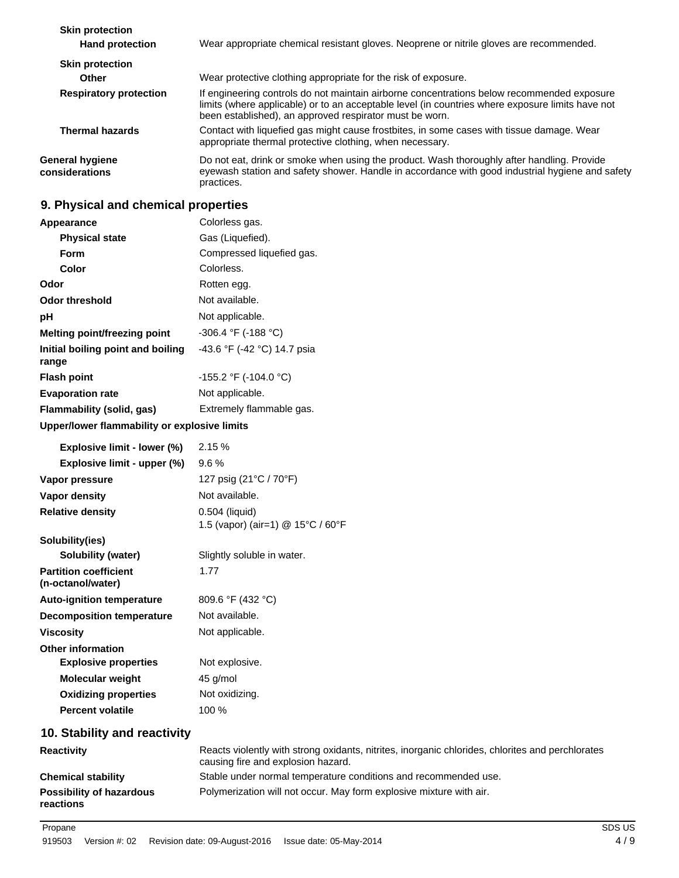| | |
|---|---|
| **Skin protection** | |
| **Hand protection** | Wear appropriate chemical resistant gloves. Neoprene or nitrile gloves are recommended. |
| **Skin protection** | |
| **Other** | Wear protective clothing appropriate for the risk of exposure. |
| **Respiratory protection** | If engineering controls do not maintain airborne concentrations below recommended exposure limits (where applicable) or to an acceptable level (in countries where exposure limits have not been established), an approved respirator must be worn. |
| **Thermal hazards** | Contact with liquefied gas might cause frostbites, in some cases with tissue damage. Wear appropriate thermal protective clothing, when necessary. |
| **General hygiene considerations** | Do not eat, drink or smoke when using the product. Wash thoroughly after handling. Provide eyewash station and safety shower. Handle in accordance with good industrial hygiene and safety practices. |

## 9. Physical and chemical properties

| | |
|---|---|
| **Appearance** | Colorless gas. |
| **Physical state** | Gas (Liquefied). |
| **Form** | Compressed liquefied gas. |
| **Color** | Colorless. |
| **Odor** | Rotten egg. |
| **Odor threshold** | Not available. |
| **pH** | Not applicable. |
| **Melting point/freezing point** | -306.4 °F (-188 °C) |
| **Initial boiling point and boiling range** | -43.6 °F (-42 °C) 14.7 psia |
| **Flash point** | -155.2 °F (-104.0 °C) |
| **Evaporation rate** | Not applicable. |
| **Flammability (solid, gas)** | Extremely flammable gas. |
| **Upper/lower flammability or explosive limits** | |
| **Explosive limit - lower (%)** | 2.15 % |
| **Explosive limit - upper (%)** | 9.6 % |
| **Vapor pressure** | 127 psig (21°C / 70°F) |
| **Vapor density** | Not available. |
| **Relative density** | 0.504 (liquid)<br>1.5 (vapor) (air=1) @ 15°C / 60°F |
| **Solubility(ies)** | |
| **Solubility (water)** | Slightly soluble in water. |
| **Partition coefficient (n-octanol/water)** | 1.77 |
| **Auto-ignition temperature** | 809.6 °F (432 °C) |
| **Decomposition temperature** | Not available. |
| **Viscosity** | Not applicable. |
| **Other information** | |
| **Explosive properties** | Not explosive. |
| **Molecular weight** | 45 g/mol |
| **Oxidizing properties** | Not oxidizing. |
| **Percent volatile** | 100 % |

## 10. Stability and reactivity

| | |
|---|---|
| **Reactivity** | Reacts violently with strong oxidants, nitrites, inorganic chlorides, chlorites and perchlorates causing fire and explosion hazard. |
| **Chemical stability** | Stable under normal temperature conditions and recommended use. |
| **Possibility of hazardous reactions** | Polymerization will not occur. May form explosive mixture with air. |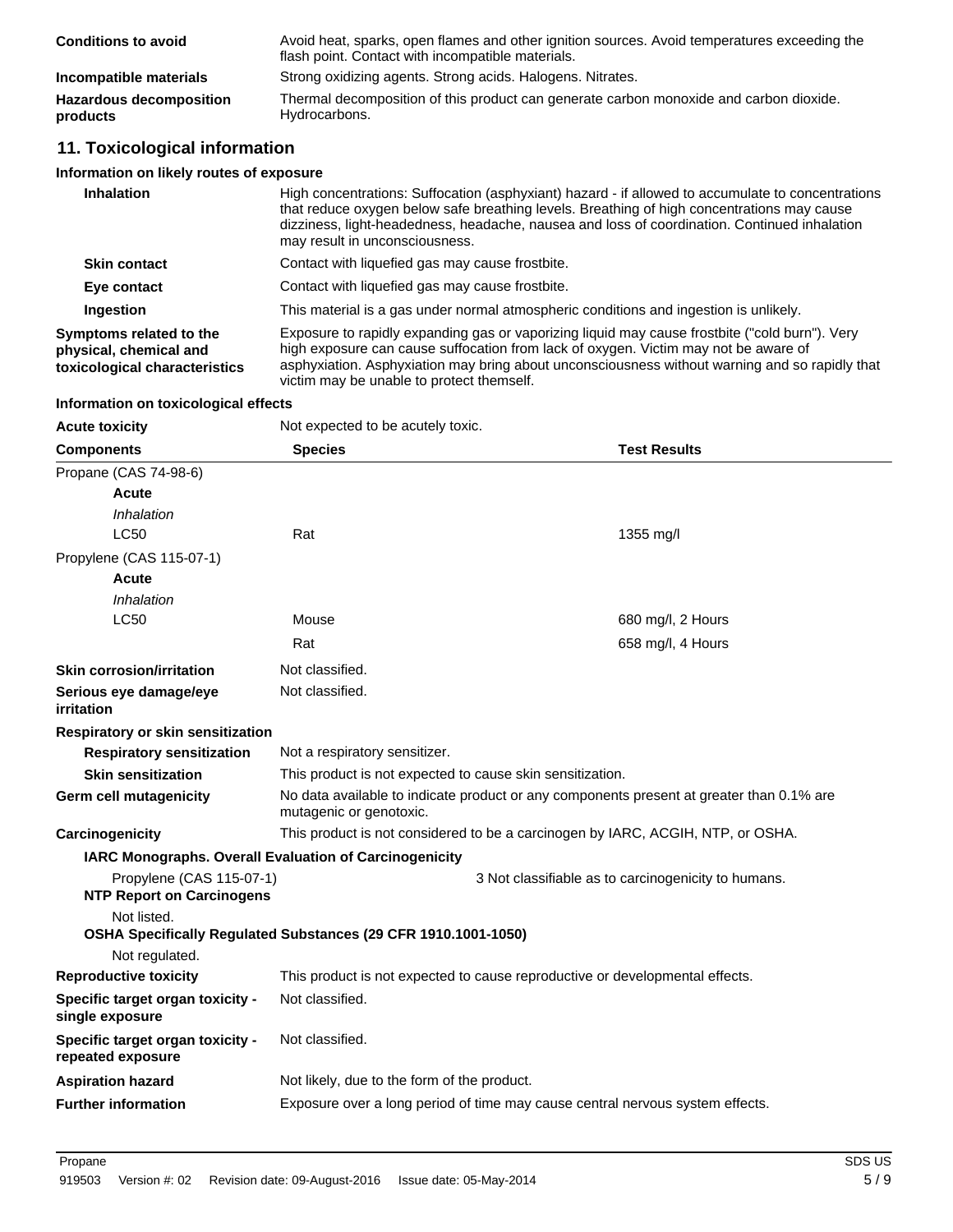| | |
|---|---|
| **Conditions to avoid** | Avoid heat, sparks, open flames and other ignition sources. Avoid temperatures exceeding the flash point. Contact with incompatible materials. |
| **Incompatible materials** | Strong oxidizing agents. Strong acids. Halogens. Nitrates. |
| **Hazardous decomposition products** | Thermal decomposition of this product can generate carbon monoxide and carbon dioxide. Hydrocarbons. |

## 11. Toxicological information

**Information on likely routes of exposure**

| | |
|---|---|
| **Inhalation** | High concentrations: Suffocation (asphyxiant) hazard - if allowed to accumulate to concentrations that reduce oxygen below safe breathing levels. Breathing of high concentrations may cause dizziness, light-headedness, headache, nausea and loss of coordination. Continued inhalation may result in unconsciousness. |
| **Skin contact** | Contact with liquefied gas may cause frostbite. |
| **Eye contact** | Contact with liquefied gas may cause frostbite. |
| **Ingestion** | This material is a gas under normal atmospheric conditions and ingestion is unlikely. |
| **Symptoms related to the physical, chemical and toxicological characteristics** | Exposure to rapidly expanding gas or vaporizing liquid may cause frostbite ("cold burn"). Very high exposure can cause suffocation from lack of oxygen. Victim may not be aware of asphyxiation. Asphyxiation may bring about unconsciousness without warning and so rapidly that victim may be unable to protect themself. |

**Information on toxicological effects**

**Acute toxicity** Not expected to be acutely toxic.

| Components | Species | Test Results |
|---|---|---|
| Propane (CAS 74-98-6) | | |
| **Acute** | | |
| *Inhalation* | | |
| LC50 | Rat | 1355 mg/l |
| Propylene (CAS 115-07-1) | | |
| **Acute** | | |
| *Inhalation* | | |
| LC50 | Mouse | 680 mg/l, 2 Hours |
| | Rat | 658 mg/l, 4 Hours |

| | |
|---|---|
| **Skin corrosion/irritation** | Not classified. |
| **Serious eye damage/eye irritation** | Not classified. |

**Respiratory or skin sensitization**

| | |
|---|---|
| **Respiratory sensitization** | Not a respiratory sensitizer. |
| **Skin sensitization** | This product is not expected to cause skin sensitization. |
| **Germ cell mutagenicity** | No data available to indicate product or any components present at greater than 0.1% are mutagenic or genotoxic. |
| **Carcinogenicity** | This product is not considered to be a carcinogen by IARC, ACGIH, NTP, or OSHA. |

**IARC Monographs. Overall Evaluation of Carcinogenicity**

Propylene (CAS 115-07-1) — 3 Not classifiable as to carcinogenicity to humans.

**NTP Report on Carcinogens**

Not listed.

**OSHA Specifically Regulated Substances (29 CFR 1910.1001-1050)**

Not regulated.

| | |
|---|---|
| **Reproductive toxicity** | This product is not expected to cause reproductive or developmental effects. |
| **Specific target organ toxicity - single exposure** | Not classified. |
| **Specific target organ toxicity - repeated exposure** | Not classified. |
| **Aspiration hazard** | Not likely, due to the form of the product. |
| **Further information** | Exposure over a long period of time may cause central nervous system effects. |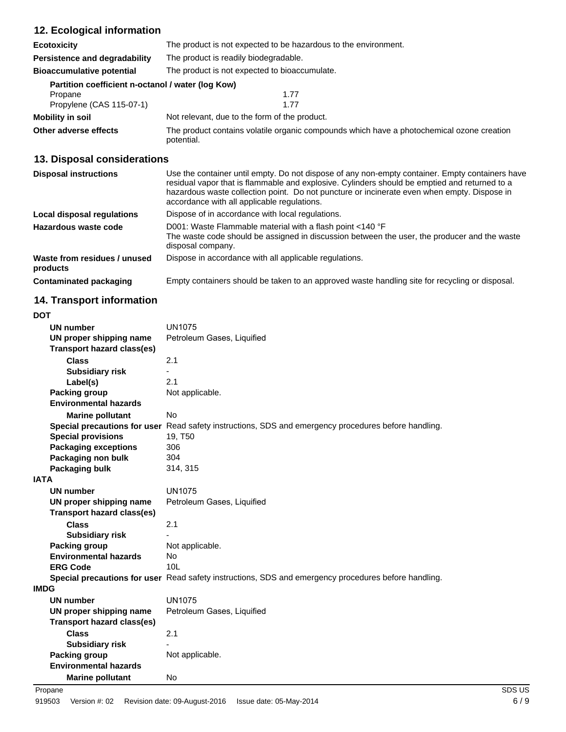## 12. Ecological information

| | |
|---|---|
| **Ecotoxicity** | The product is not expected to be hazardous to the environment. |
| **Persistence and degradability** | The product is readily biodegradable. |
| **Bioaccumulative potential** | The product is not expected to bioaccumulate. |

**Partition coefficient n-octanol / water (log Kow)**

| | |
|---|---|
| Propane | 1.77 |
| Propylene (CAS 115-07-1) | 1.77 |

| | |
|---|---|
| **Mobility in soil** | Not relevant, due to the form of the product. |
| **Other adverse effects** | The product contains volatile organic compounds which have a photochemical ozone creation potential. |

## 13. Disposal considerations

| | |
|---|---|
| **Disposal instructions** | Use the container until empty. Do not dispose of any non-empty container. Empty containers have residual vapor that is flammable and explosive. Cylinders should be emptied and returned to a hazardous waste collection point. Do not puncture or incinerate even when empty. Dispose in accordance with all applicable regulations. |
| **Local disposal regulations** | Dispose of in accordance with local regulations. |
| **Hazardous waste code** | D001: Waste Flammable material with a flash point <140 °F<br>The waste code should be assigned in discussion between the user, the producer and the waste disposal company. |
| **Waste from residues / unused products** | Dispose in accordance with all applicable regulations. |
| **Contaminated packaging** | Empty containers should be taken to an approved waste handling site for recycling or disposal. |

## 14. Transport information

**DOT**

| | |
|---|---|
| **UN number** | UN1075 |
| **UN proper shipping name** | Petroleum Gases, Liquified |
| **Transport hazard class(es)** | |
| **Class** | 2.1 |
| **Subsidiary risk** | - |
| **Label(s)** | 2.1 |
| **Packing group** | Not applicable. |
| **Environmental hazards** | |
| **Marine pollutant** | No |
| **Special precautions for user** | Read safety instructions, SDS and emergency procedures before handling. |
| **Special provisions** | 19, T50 |
| **Packaging exceptions** | 306 |
| **Packaging non bulk** | 304 |
| **Packaging bulk** | 314, 315 |

**IATA**

| | |
|---|---|
| **UN number** | UN1075 |
| **UN proper shipping name** | Petroleum Gases, Liquified |
| **Transport hazard class(es)** | |
| **Class** | 2.1 |
| **Subsidiary risk** | - |
| **Packing group** | Not applicable. |
| **Environmental hazards** | No |
| **ERG Code** | 10L |
| **Special precautions for user** | Read safety instructions, SDS and emergency procedures before handling. |

**IMDG**

| | |
|---|---|
| **UN number** | UN1075 |
| **UN proper shipping name** | Petroleum Gases, Liquified |
| **Transport hazard class(es)** | |
| **Class** | 2.1 |
| **Subsidiary risk** | - |
| **Packing group** | Not applicable. |
| **Environmental hazards** | |
| **Marine pollutant** | No |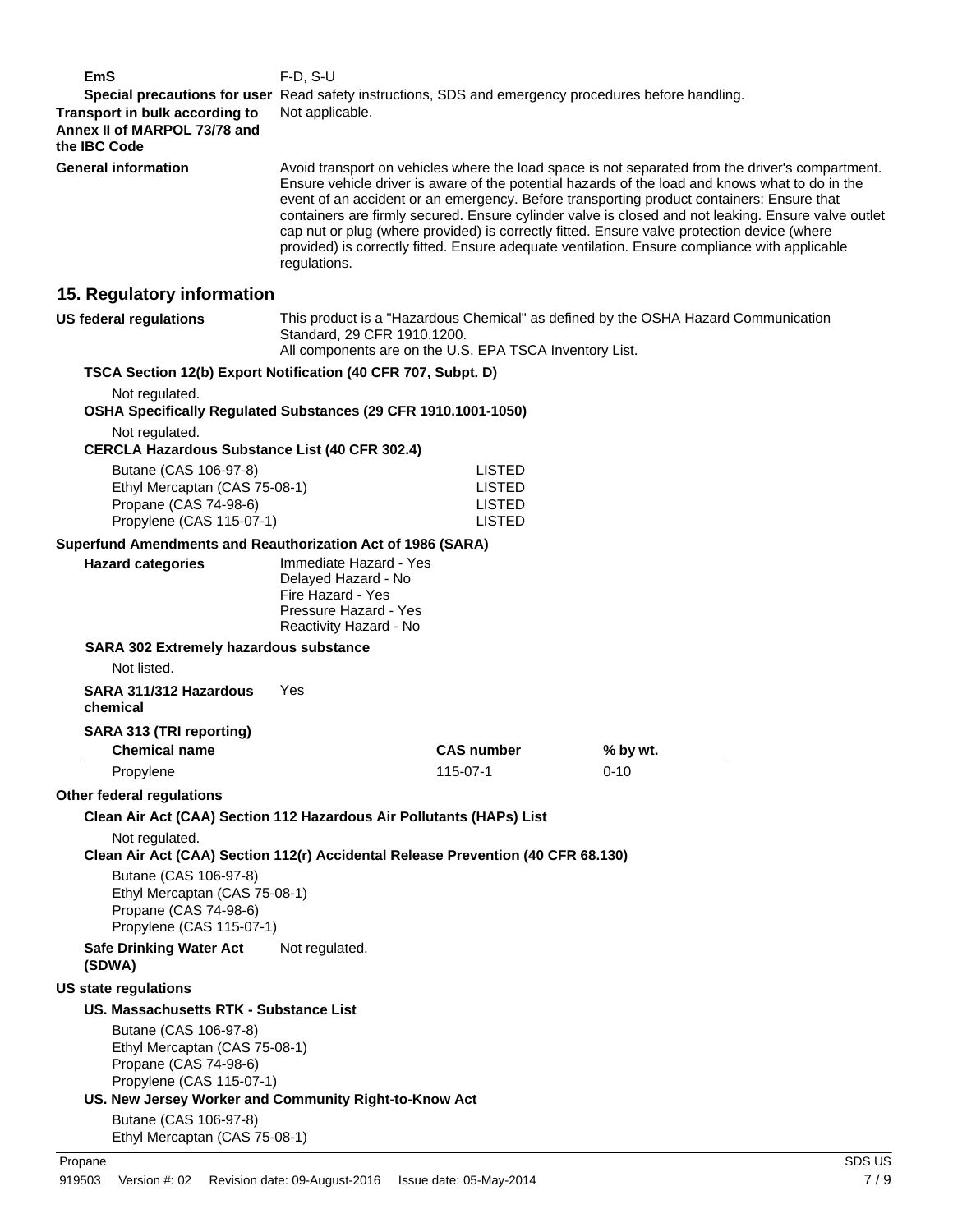**EmS** F-D, S-U

**Special precautions for user** Read safety instructions, SDS and emergency procedures before handling.

**Transport in bulk according to Annex II of MARPOL 73/78 and the IBC Code** Not applicable.

**General information** Avoid transport on vehicles where the load space is not separated from the driver's compartment. Ensure vehicle driver is aware of the potential hazards of the load and knows what to do in the event of an accident or an emergency. Before transporting product containers: Ensure that containers are firmly secured. Ensure cylinder valve is closed and not leaking. Ensure valve outlet cap nut or plug (where provided) is correctly fitted. Ensure valve protection device (where provided) is correctly fitted. Ensure adequate ventilation. Ensure compliance with applicable regulations.

## 15. Regulatory information

**US federal regulations** This product is a "Hazardous Chemical" as defined by the OSHA Hazard Communication Standard, 29 CFR 1910.1200.
All components are on the U.S. EPA TSCA Inventory List.

**TSCA Section 12(b) Export Notification (40 CFR 707, Subpt. D)**

Not regulated.

**OSHA Specifically Regulated Substances (29 CFR 1910.1001-1050)**

Not regulated.

**CERCLA Hazardous Substance List (40 CFR 302.4)**

| | |
|---|---|
| Butane (CAS 106-97-8) | LISTED |
| Ethyl Mercaptan (CAS 75-08-1) | LISTED |
| Propane (CAS 74-98-6) | LISTED |
| Propylene (CAS 115-07-1) | LISTED |

**Superfund Amendments and Reauthorization Act of 1986 (SARA)**

**Hazard categories**
Immediate Hazard - Yes
Delayed Hazard - No
Fire Hazard - Yes
Pressure Hazard - Yes
Reactivity Hazard - No

**SARA 302 Extremely hazardous substance**

Not listed.

**SARA 311/312 Hazardous chemical** Yes

**SARA 313 (TRI reporting)**

| Chemical name | CAS number | % by wt. |
|---|---|---|
| Propylene | 115-07-1 | 0-10 |

**Other federal regulations**

**Clean Air Act (CAA) Section 112 Hazardous Air Pollutants (HAPs) List**

Not regulated.

**Clean Air Act (CAA) Section 112(r) Accidental Release Prevention (40 CFR 68.130)**

Butane (CAS 106-97-8)
Ethyl Mercaptan (CAS 75-08-1)
Propane (CAS 74-98-6)
Propylene (CAS 115-07-1)

**Safe Drinking Water Act (SDWA)** Not regulated.

**US state regulations**

**US. Massachusetts RTK - Substance List**

Butane (CAS 106-97-8)
Ethyl Mercaptan (CAS 75-08-1)
Propane (CAS 74-98-6)
Propylene (CAS 115-07-1)

**US. New Jersey Worker and Community Right-to-Know Act**

Butane (CAS 106-97-8)
Ethyl Mercaptan (CAS 75-08-1)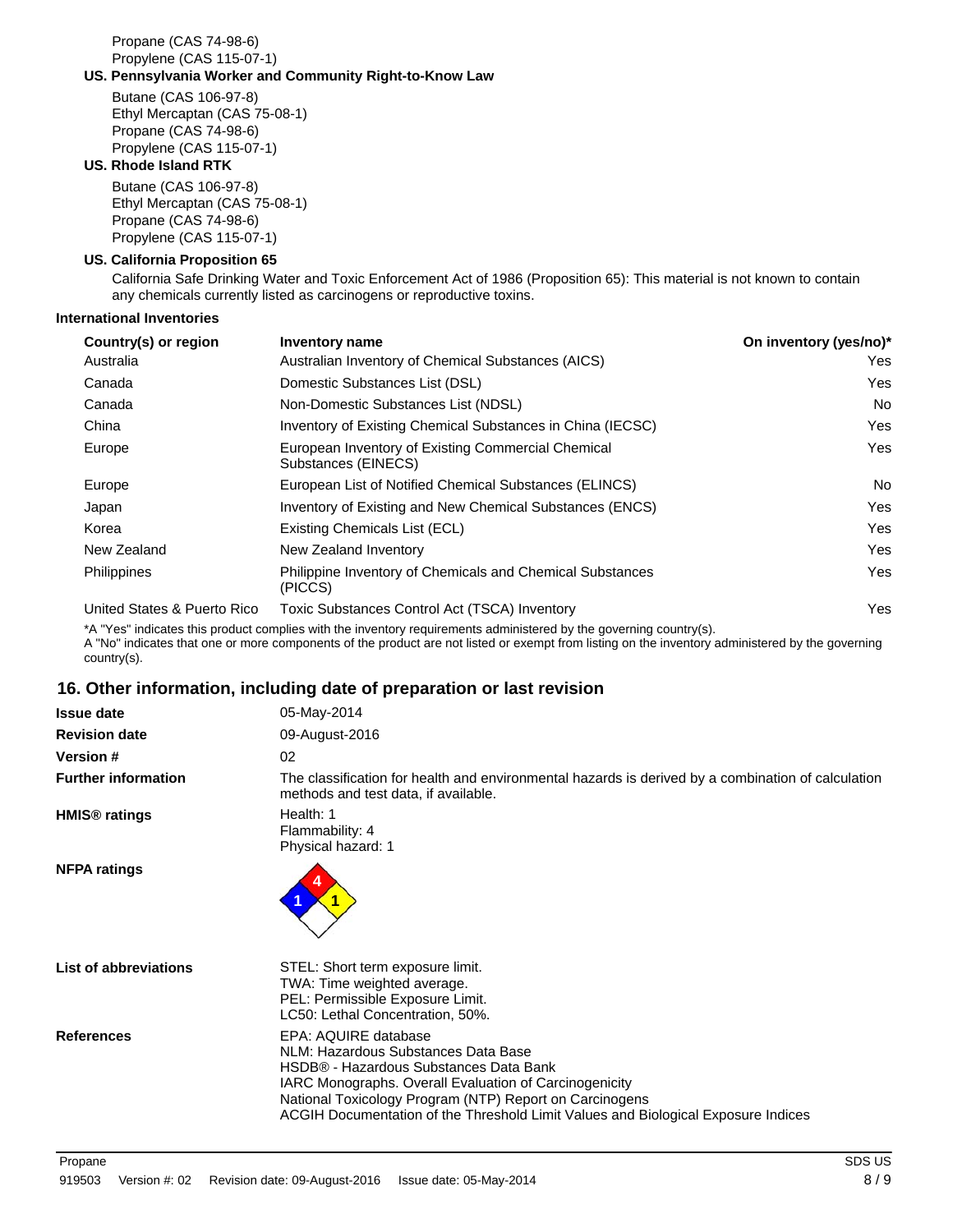Propane (CAS 74-98-6)
Propylene (CAS 115-07-1)

**US. Pennsylvania Worker and Community Right-to-Know Law**

Butane (CAS 106-97-8)
Ethyl Mercaptan (CAS 75-08-1)
Propane (CAS 74-98-6)
Propylene (CAS 115-07-1)

**US. Rhode Island RTK**

Butane (CAS 106-97-8)
Ethyl Mercaptan (CAS 75-08-1)
Propane (CAS 74-98-6)
Propylene (CAS 115-07-1)

**US. California Proposition 65**

California Safe Drinking Water and Toxic Enforcement Act of 1986 (Proposition 65): This material is not known to contain any chemicals currently listed as carcinogens or reproductive toxins.

**International Inventories**

| Country(s) or region | Inventory name | On inventory (yes/no)* |
|---|---|---|
| Australia | Australian Inventory of Chemical Substances (AICS) | Yes |
| Canada | Domestic Substances List (DSL) | Yes |
| Canada | Non-Domestic Substances List (NDSL) | No |
| China | Inventory of Existing Chemical Substances in China (IECSC) | Yes |
| Europe | European Inventory of Existing Commercial Chemical Substances (EINECS) | Yes |
| Europe | European List of Notified Chemical Substances (ELINCS) | No |
| Japan | Inventory of Existing and New Chemical Substances (ENCS) | Yes |
| Korea | Existing Chemicals List (ECL) | Yes |
| New Zealand | New Zealand Inventory | Yes |
| Philippines | Philippine Inventory of Chemicals and Chemical Substances (PICCS) | Yes |
| United States & Puerto Rico | Toxic Substances Control Act (TSCA) Inventory | Yes |

*A "Yes" indicates this product complies with the inventory requirements administered by the governing country(s).
A "No" indicates that one or more components of the product are not listed or exempt from listing on the inventory administered by the governing country(s).

## 16. Other information, including date of preparation or last revision

**Issue date** 05-May-2014

**Revision date** 09-August-2016

**Version #** 02

**Further information** The classification for health and environmental hazards is derived by a combination of calculation methods and test data, if available.

**HMIS® ratings**
Health: 1
Flammability: 4
Physical hazard: 1

**NFPA ratings**

4
1 1

**List of abbreviations**
STEL: Short term exposure limit.
TWA: Time weighted average.
PEL: Permissible Exposure Limit.
LC50: Lethal Concentration, 50%.

**References**
EPA: AQUIRE database
NLM: Hazardous Substances Data Base
HSDB® - Hazardous Substances Data Bank
IARC Monographs. Overall Evaluation of Carcinogenicity
National Toxicology Program (NTP) Report on Carcinogens
ACGIH Documentation of the Threshold Limit Values and Biological Exposure Indices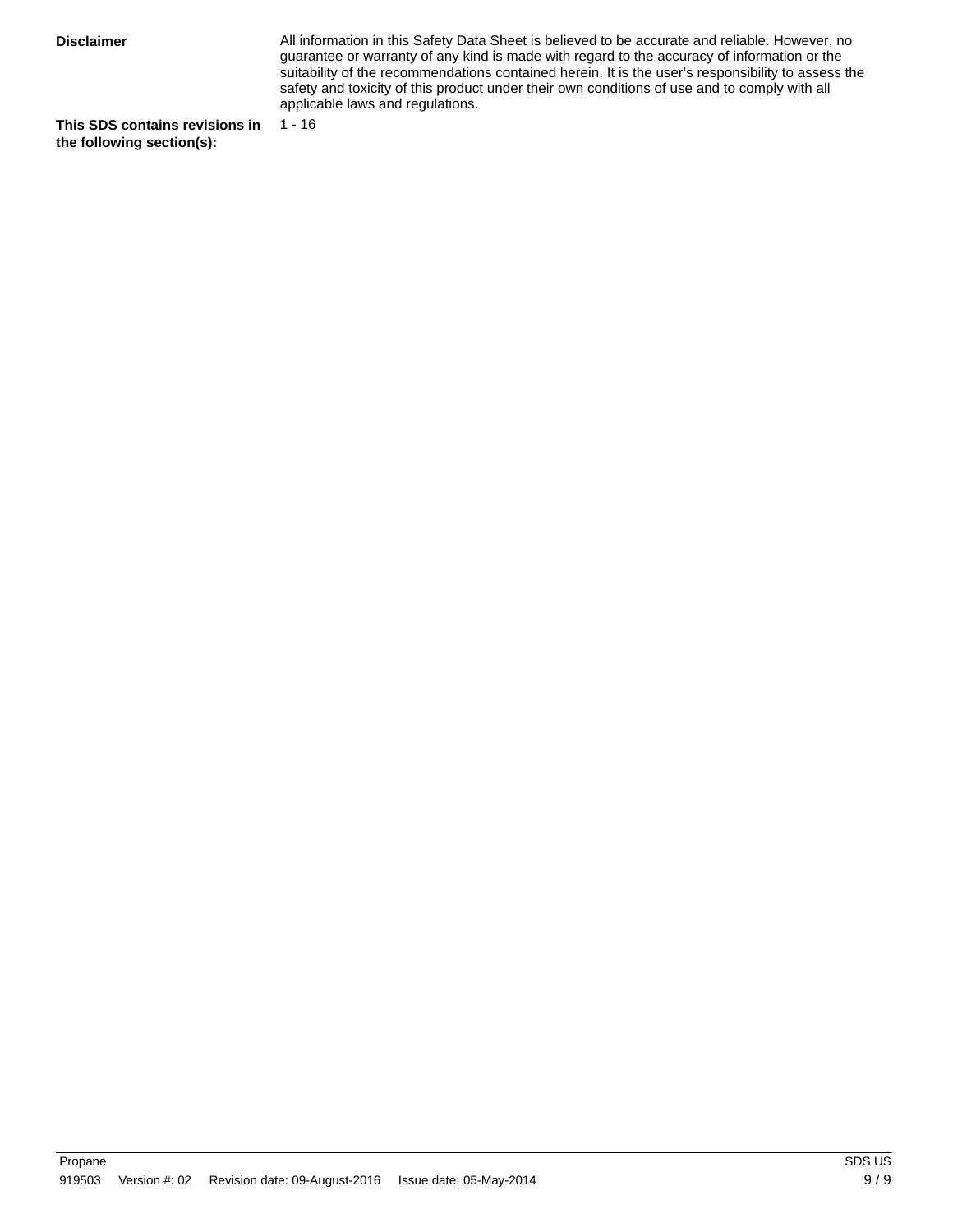**Disclaimer**

All information in this Safety Data Sheet is believed to be accurate and reliable. However, no guarantee or warranty of any kind is made with regard to the accuracy of information or the suitability of the recommendations contained herein. It is the user's responsibility to assess the safety and toxicity of this product under their own conditions of use and to comply with all applicable laws and regulations.

**This SDS contains revisions in the following section(s):**

1 - 16